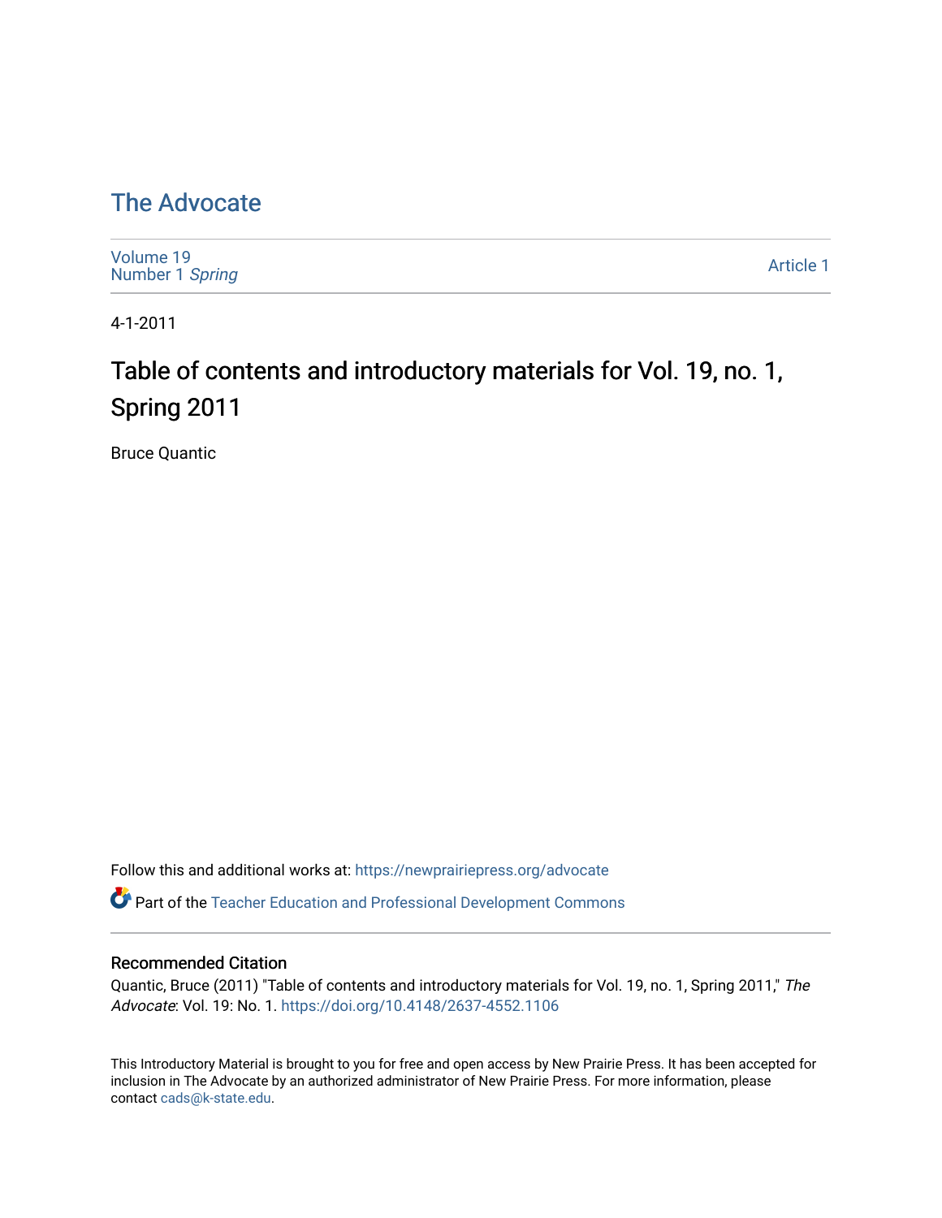# The Advocate

Volume 19
Number 1 *Spring*

Article 1

4-1-2011

## Table of contents and introductory materials for Vol. 19, no. 1, Spring 2011

Bruce Quantic

Follow this and additional works at: https://newprairiepress.org/advocate

Part of the Teacher Education and Professional Development Commons

### Recommended Citation

Quantic, Bruce (2011) "Table of contents and introductory materials for Vol. 19, no. 1, Spring 2011," *The Advocate*: Vol. 19: No. 1. https://doi.org/10.4148/2637-4552.1106

This Introductory Material is brought to you for free and open access by New Prairie Press. It has been accepted for inclusion in The Advocate by an authorized administrator of New Prairie Press. For more information, please contact cads@k-state.edu.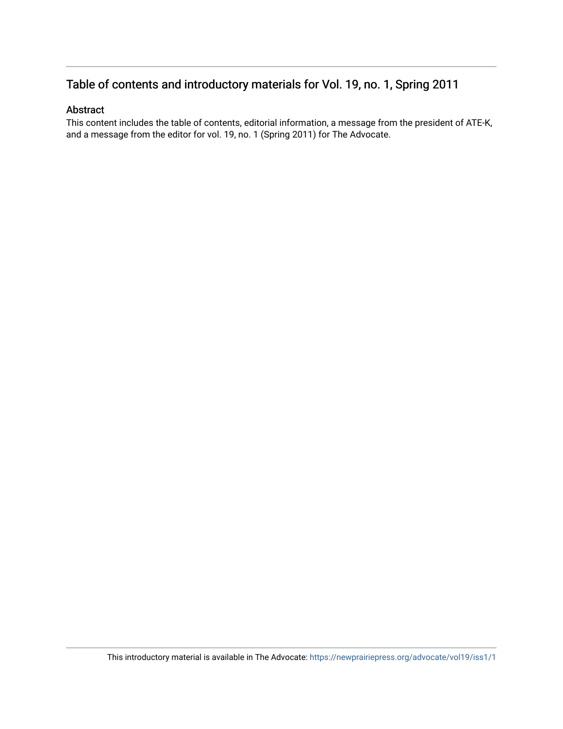## Table of contents and introductory materials for Vol. 19, no. 1, Spring 2011

### Abstract

This content includes the table of contents, editorial information, a message from the president of ATE-K, and a message from the editor for vol. 19, no. 1 (Spring 2011) for The Advocate.

This introductory material is available in The Advocate: https://newprairiepress.org/advocate/vol19/iss1/1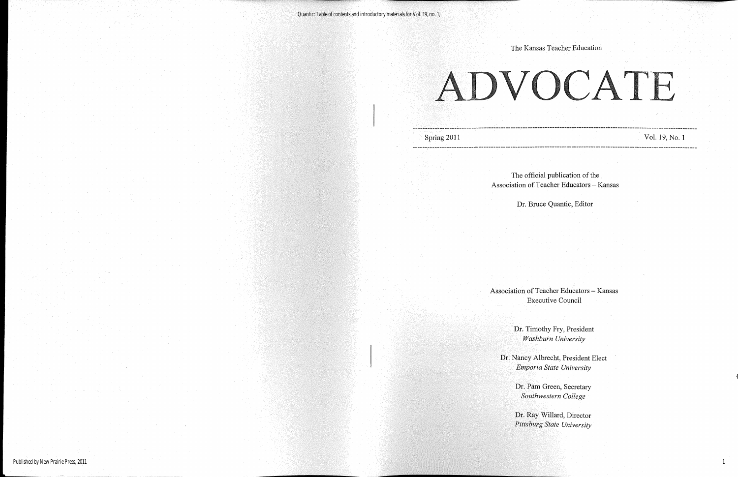The Kansas Teacher Education

# ADVOCATE

Spring 2011 Vol. 19, No. 1

The official publication of the
Association of Teacher Educators – Kansas

Dr. Bruce Quantic, Editor

Association of Teacher Educators – Kansas
Executive Council

Dr. Timothy Fry, President
*Washburn University*

Dr. Nancy Albrecht, President Elect
*Emporia State University*

Dr. Pam Green, Secretary
*Southwestern College*

Dr. Ray Willard, Director
*Pittsburg State University*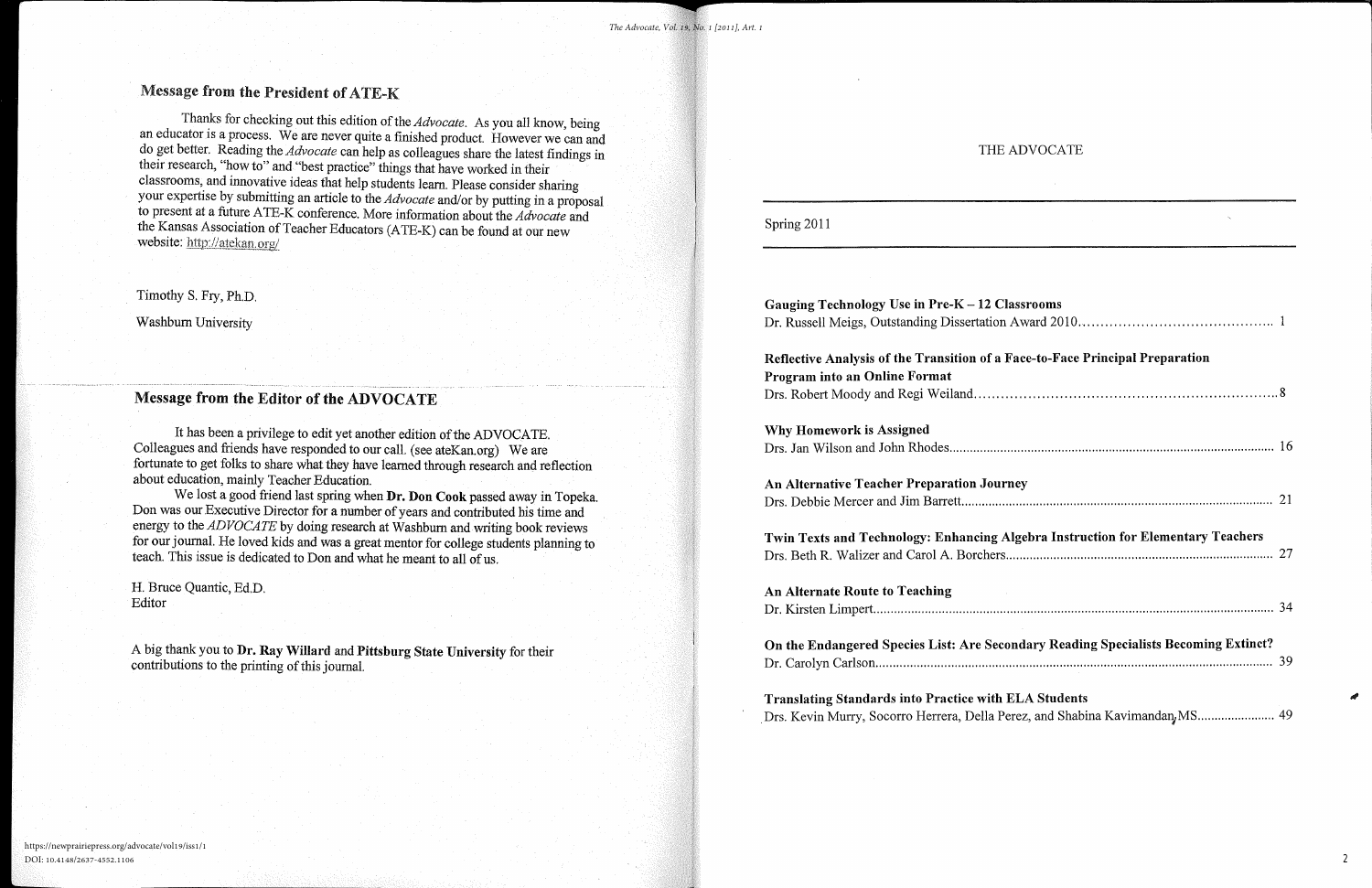## Message from the President of ATE-K

Thanks for checking out this edition of the *Advocate*. As you all know, being an educator is a process. We are never quite a finished product. However we can and do get better. Reading the *Advocate* can help as colleagues share the latest findings in their research, "how to" and "best practice" things that have worked in their classrooms, and innovative ideas that help students learn. Please consider sharing your expertise by submitting an article to the *Advocate* and/or by putting in a proposal to present at a future ATE-K conference. More information about the *Advocate* and the Kansas Association of Teacher Educators (ATE-K) can be found at our new website: http://atekan.org/

Timothy S. Fry, Ph.D.

Washburn University

## Message from the Editor of the ADVOCATE

It has been a privilege to edit yet another edition of the ADVOCATE. Colleagues and friends have responded to our call. (see ateKan.org) We are fortunate to get folks to share what they have learned through research and reflection about education, mainly Teacher Education.

We lost a good friend last spring when **Dr. Don Cook** passed away in Topeka. Don was our Executive Director for a number of years and contributed his time and energy to the *ADVOCATE* by doing research at Washburn and writing book reviews for our journal. He loved kids and was a great mentor for college students planning to teach. This issue is dedicated to Don and what he meant to all of us.

H. Bruce Quantic, Ed.D.
Editor

A big thank you to **Dr. Ray Willard** and **Pittsburg State University** for their contributions to the printing of this journal.

# THE ADVOCATE

Spring 2011

**Gauging Technology Use in Pre-K – 12 Classrooms**
Dr. Russell Meigs, Outstanding Dissertation Award 2010 .......... 1

**Reflective Analysis of the Transition of a Face-to-Face Principal Preparation Program into an Online Format**
Drs. Robert Moody and Regi Weiland .......... 8

**Why Homework is Assigned**
Drs. Jan Wilson and John Rhodes .......... 16

**An Alternative Teacher Preparation Journey**
Drs. Debbie Mercer and Jim Barrett .......... 21

**Twin Texts and Technology: Enhancing Algebra Instruction for Elementary Teachers**
Drs. Beth R. Walizer and Carol A. Borchers .......... 27

**An Alternate Route to Teaching**
Dr. Kirsten Limpert .......... 34

**On the Endangered Species List: Are Secondary Reading Specialists Becoming Extinct?**
Dr. Carolyn Carlson .......... 39

**Translating Standards into Practice with ELA Students**
Drs. Kevin Murry, Socorro Herrera, Della Perez, and Shabina Kavimandan, MS .......... 49